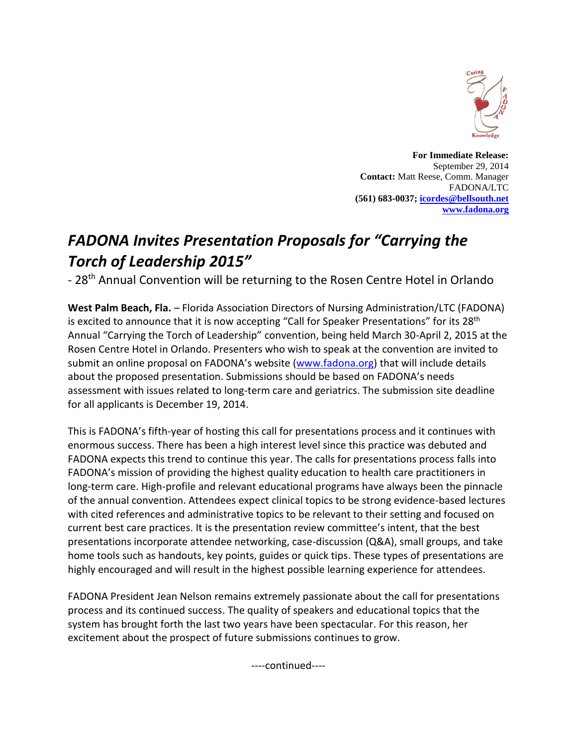**For Immediate Release:**
September 29, 2014
**Contact:** Matt Reese, Comm. Manager
FADONA/LTC
**(561) 683-0037; [icordes@bellsouth.net](mailto:icordes@bellsouth.net)**
**[www.fadona.org](http://www.fadona.org)**

# *FADONA Invites Presentation Proposals for "Carrying the Torch of Leadership 2015"*

- 28th Annual Convention will be returning to the Rosen Centre Hotel in Orlando

**West Palm Beach, Fla.** – Florida Association Directors of Nursing Administration/LTC (FADONA) is excited to announce that it is now accepting "Call for Speaker Presentations" for its 28th Annual "Carrying the Torch of Leadership" convention, being held March 30-April 2, 2015 at the Rosen Centre Hotel in Orlando. Presenters who wish to speak at the convention are invited to submit an online proposal on FADONA's website ([www.fadona.org](http://www.fadona.org)) that will include details about the proposed presentation. Submissions should be based on FADONA's needs assessment with issues related to long-term care and geriatrics. The submission site deadline for all applicants is December 19, 2014.

This is FADONA's fifth-year of hosting this call for presentations process and it continues with enormous success. There has been a high interest level since this practice was debuted and FADONA expects this trend to continue this year. The calls for presentations process falls into FADONA's mission of providing the highest quality education to health care practitioners in long-term care. High-profile and relevant educational programs have always been the pinnacle of the annual convention. Attendees expect clinical topics to be strong evidence-based lectures with cited references and administrative topics to be relevant to their setting and focused on current best care practices. It is the presentation review committee's intent, that the best presentations incorporate attendee networking, case-discussion (Q&A), small groups, and take home tools such as handouts, key points, guides or quick tips. These types of presentations are highly encouraged and will result in the highest possible learning experience for attendees.

FADONA President Jean Nelson remains extremely passionate about the call for presentations process and its continued success. The quality of speakers and educational topics that the system has brought forth the last two years have been spectacular. For this reason, her excitement about the prospect of future submissions continues to grow.

----continued----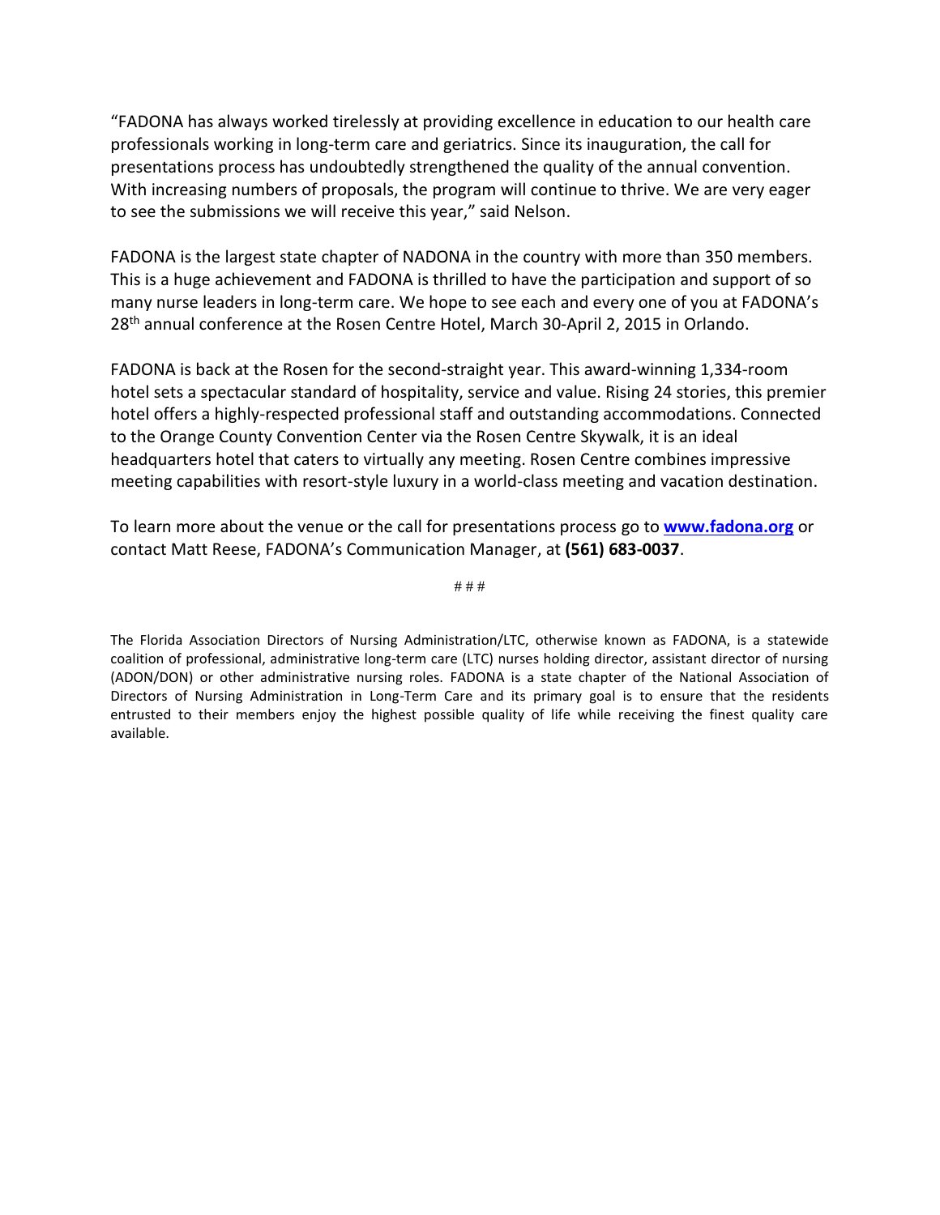"FADONA has always worked tirelessly at providing excellence in education to our health care professionals working in long-term care and geriatrics. Since its inauguration, the call for presentations process has undoubtedly strengthened the quality of the annual convention. With increasing numbers of proposals, the program will continue to thrive. We are very eager to see the submissions we will receive this year," said Nelson.

FADONA is the largest state chapter of NADONA in the country with more than 350 members. This is a huge achievement and FADONA is thrilled to have the participation and support of so many nurse leaders in long-term care. We hope to see each and every one of you at FADONA's 28th annual conference at the Rosen Centre Hotel, March 30-April 2, 2015 in Orlando.

FADONA is back at the Rosen for the second-straight year. This award-winning 1,334-room hotel sets a spectacular standard of hospitality, service and value. Rising 24 stories, this premier hotel offers a highly-respected professional staff and outstanding accommodations. Connected to the Orange County Convention Center via the Rosen Centre Skywalk, it is an ideal headquarters hotel that caters to virtually any meeting. Rosen Centre combines impressive meeting capabilities with resort-style luxury in a world-class meeting and vacation destination.

To learn more about the venue or the call for presentations process go to **www.fadona.org** or contact Matt Reese, FADONA's Communication Manager, at **(561) 683-0037**.

# # #

The Florida Association Directors of Nursing Administration/LTC, otherwise known as FADONA, is a statewide coalition of professional, administrative long-term care (LTC) nurses holding director, assistant director of nursing (ADON/DON) or other administrative nursing roles. FADONA is a state chapter of the National Association of Directors of Nursing Administration in Long-Term Care and its primary goal is to ensure that the residents entrusted to their members enjoy the highest possible quality of life while receiving the finest quality care available.